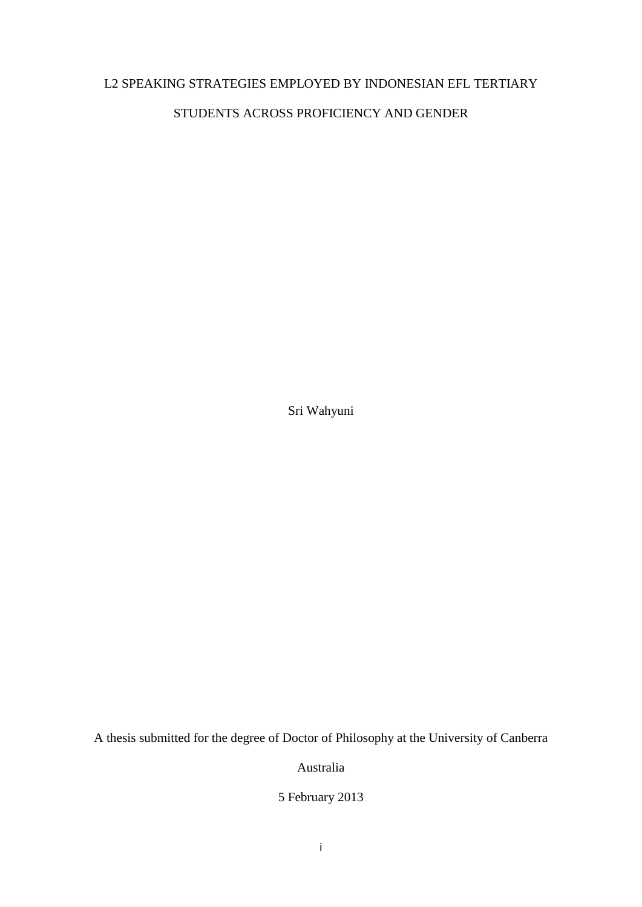# L2 SPEAKING STRATEGIES EMPLOYED BY INDONESIAN EFL TERTIARY STUDENTS ACROSS PROFICIENCY AND GENDER

Sri Wahyuni

A thesis submitted for the degree of Doctor of Philosophy at the University of Canberra

Australia

5 February 2013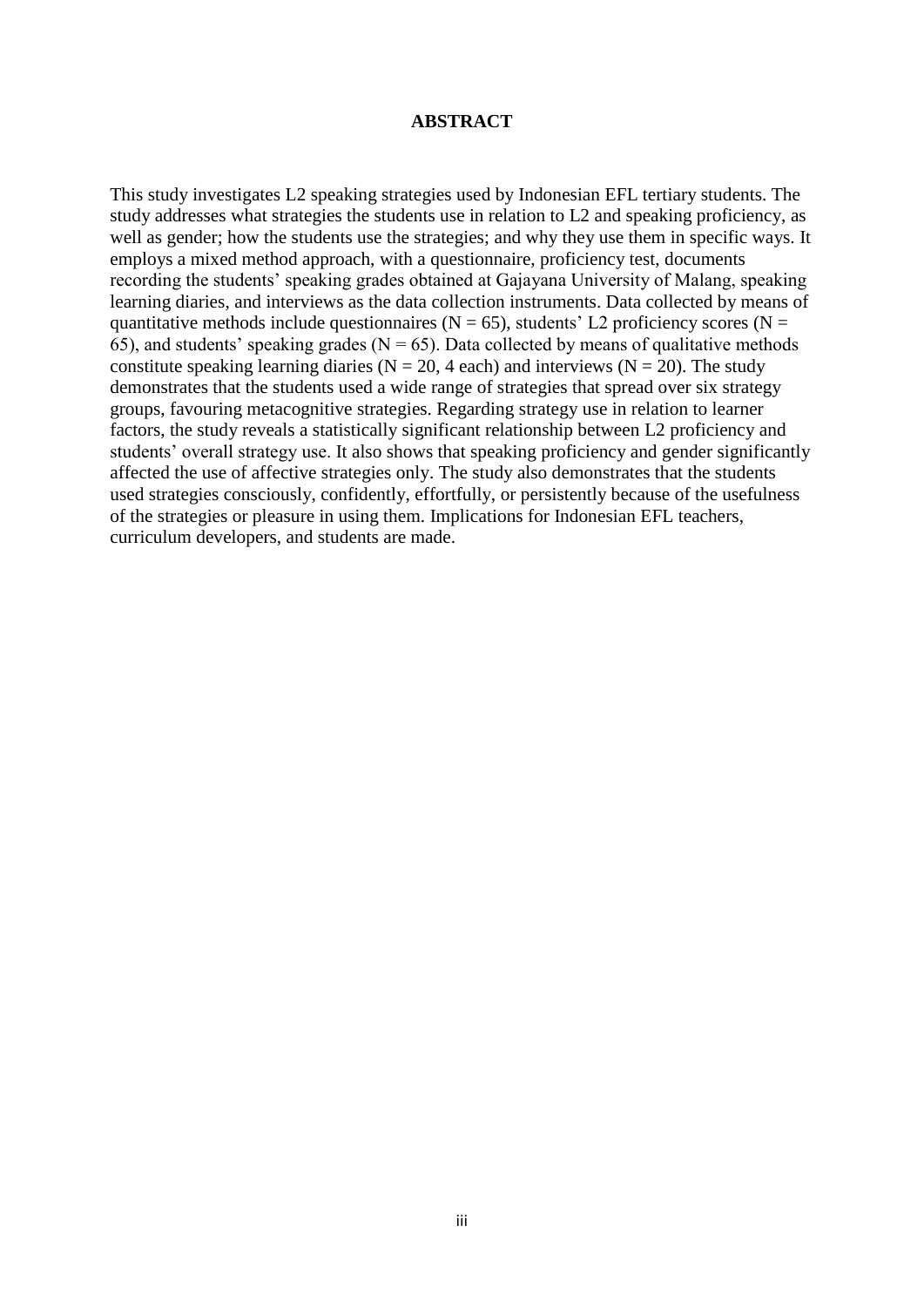# ABSTRACT

This study investigates L2 speaking strategies used by Indonesian EFL tertiary students. The study addresses what strategies the students use in relation to L2 and speaking proficiency, as well as gender; how the students use the strategies; and why they use them in specific ways. It employs a mixed method approach, with a questionnaire, proficiency test, documents recording the students' speaking grades obtained at Gajayana University of Malang, speaking learning diaries, and interviews as the data collection instruments. Data collected by means of quantitative methods include questionnaires ($N = 65$), students' L2 proficiency scores ($N = 65$), and students' speaking grades ($N = 65$). Data collected by means of qualitative methods constitute speaking learning diaries ($N = 20$, 4 each) and interviews ($N = 20$). The study demonstrates that the students used a wide range of strategies that spread over six strategy groups, favouring metacognitive strategies. Regarding strategy use in relation to learner factors, the study reveals a statistically significant relationship between L2 proficiency and students' overall strategy use. It also shows that speaking proficiency and gender significantly affected the use of affective strategies only. The study also demonstrates that the students used strategies consciously, confidently, effortfully, or persistently because of the usefulness of the strategies or pleasure in using them. Implications for Indonesian EFL teachers, curriculum developers, and students are made.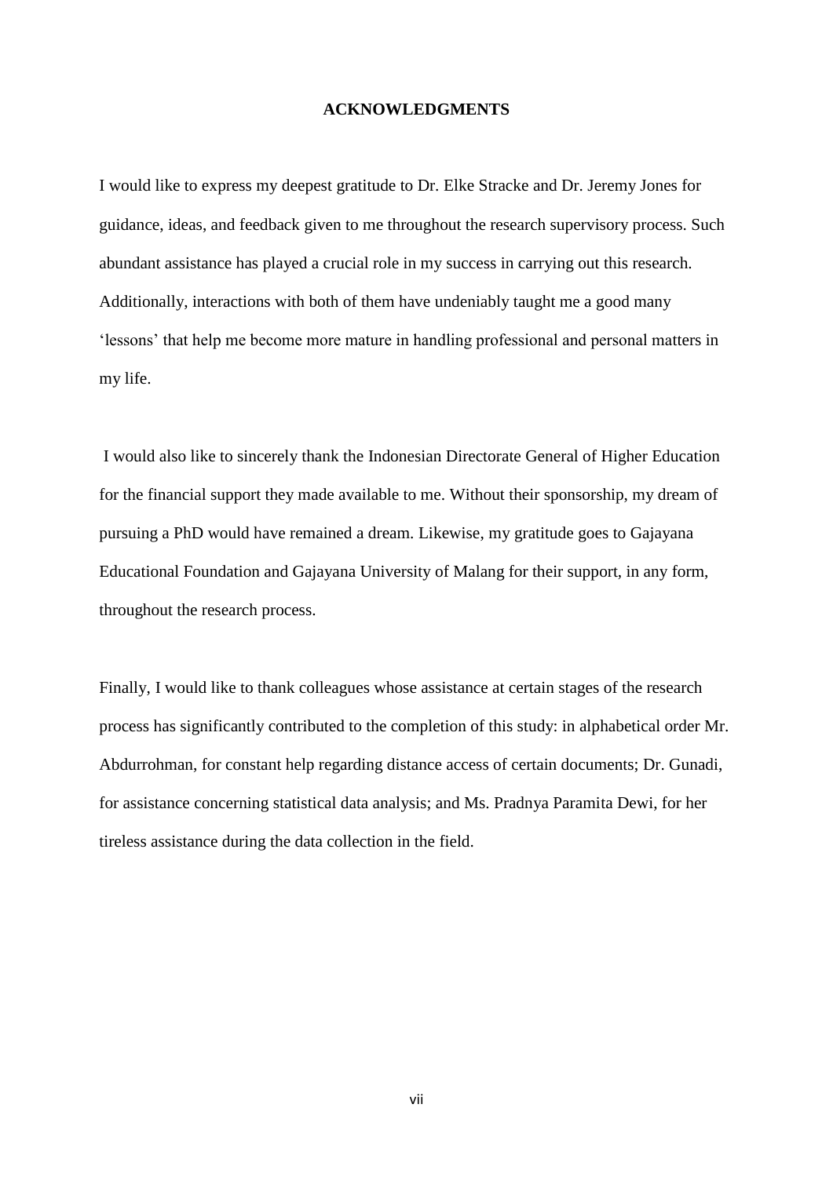## ACKNOWLEDGMENTS

I would like to express my deepest gratitude to Dr. Elke Stracke and Dr. Jeremy Jones for guidance, ideas, and feedback given to me throughout the research supervisory process. Such abundant assistance has played a crucial role in my success in carrying out this research. Additionally, interactions with both of them have undeniably taught me a good many 'lessons' that help me become more mature in handling professional and personal matters in my life.

I would also like to sincerely thank the Indonesian Directorate General of Higher Education for the financial support they made available to me. Without their sponsorship, my dream of pursuing a PhD would have remained a dream. Likewise, my gratitude goes to Gajayana Educational Foundation and Gajayana University of Malang for their support, in any form, throughout the research process.

Finally, I would like to thank colleagues whose assistance at certain stages of the research process has significantly contributed to the completion of this study: in alphabetical order Mr. Abdurrohman, for constant help regarding distance access of certain documents; Dr. Gunadi, for assistance concerning statistical data analysis; and Ms. Pradnya Paramita Dewi, for her tireless assistance during the data collection in the field.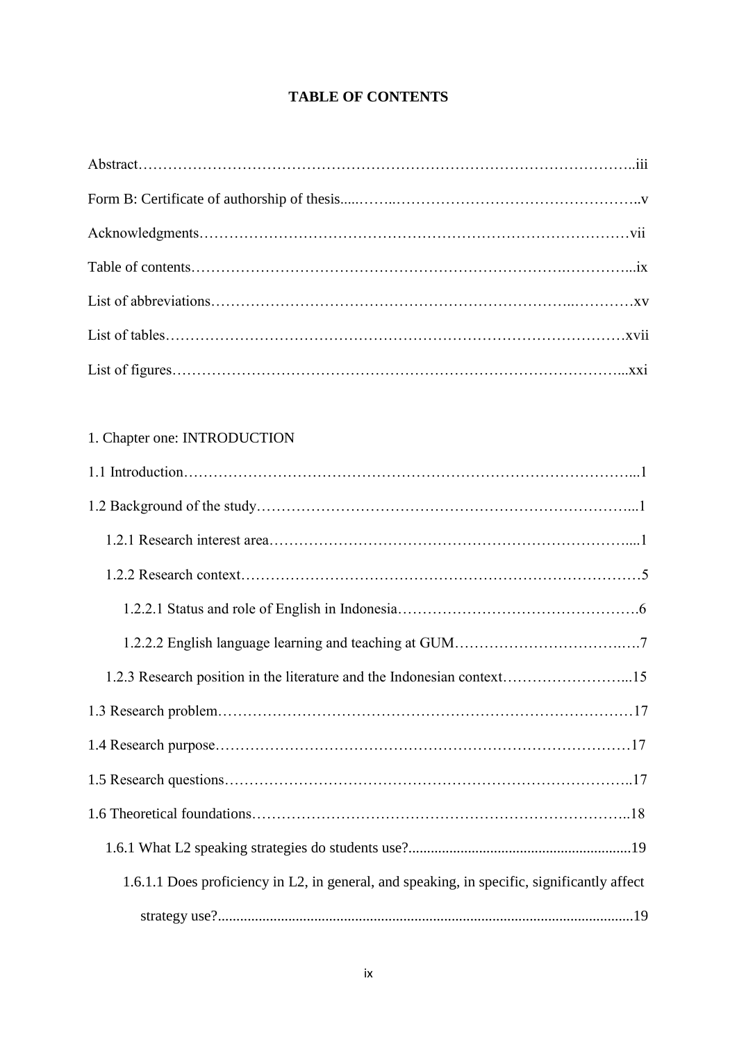# TABLE OF CONTENTS

Abstract……………………………………………………………………………………..iii

Form B: Certificate of authorship of thesis.....……..…………………………………………..v

Acknowledgments……………………………………………………………………………vii

Table of contents…………………………………………………………….…………...ix

List of abbreviations…………………………………………………………...…………xv

List of tables………………………………………………………………………………xvii

List of figures……………………………………………………………………………...xxi

1. Chapter one: INTRODUCTION

1.1 Introduction……………………………………………………………………………...1

1.2 Background of the study…………………………………………………………………...1

  1.2.1 Research interest area……………………………………………………………….....1

  1.2.2 Research context……………………………………………………………………5

    1.2.2.1 Status and role of English in Indonesia……………………………………….6

    1.2.2.2 English language learning and teaching at GUM………………………….….7

  1.2.3 Research position in the literature and the Indonesian context……………………...15

1.3 Research problem……………………………………………………………………17

1.4 Research purpose…………………………………………………………………………17

1.5 Research questions……………………………………………………………………..17

1.6 Theoretical foundations…………………………………………………………………..18

  1.6.1 What L2 speaking strategies do students use?..........................................................19

    1.6.1.1 Does proficiency in L2, in general, and speaking, in specific, significantly affect strategy use?............................................................................................................19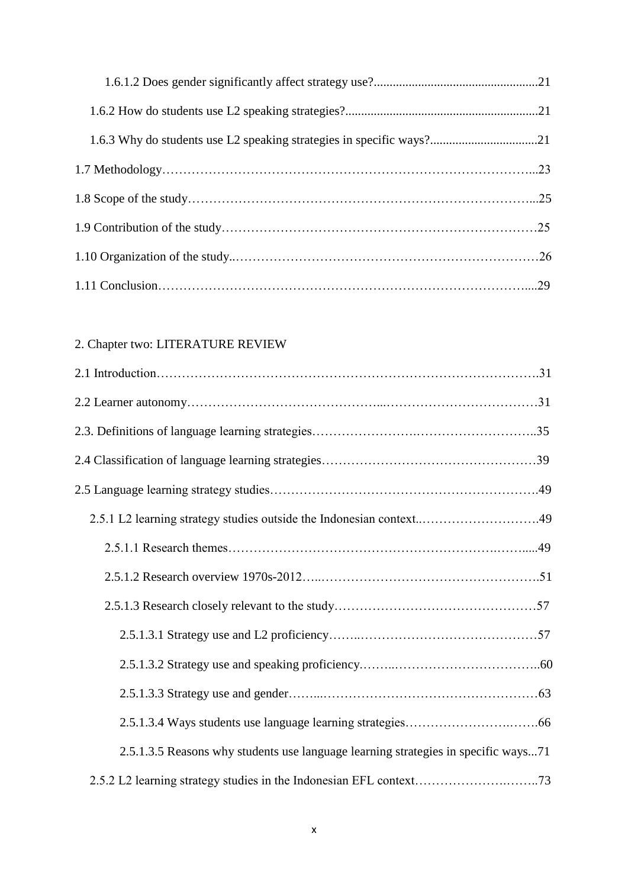1.6.1.2 Does gender significantly affect strategy use?....................................................21

1.6.2 How do students use L2 speaking strategies?............................................................21

1.6.3 Why do students use L2 speaking strategies in specific ways?..................................21

1.7 Methodology……………………………………………………………………………...23

1.8 Scope of the study……………………………………………………………………...25

1.9 Contribution of the study…………………………………………………………………25

1.10 Organization of the study..………………………………………………………………26

1.11 Conclusion……………………………………………………………………………....29

2. Chapter two: LITERATURE REVIEW

2.1 Introduction……………………………………………………………………………….31

2.2 Learner autonomy……………………………………...…………………………………31

2.3. Definitions of language learning strategies…………………….………………………..35

2.4 Classification of language learning strategies……………………………………………39

2.5 Language learning strategy studies……………………………………………………….49

2.5.1 L2 learning strategy studies outside the Indonesian context..……………………….49

2.5.1.1 Research themes………………………………………………………….……....49

2.5.1.2 Research overview 1970s-2012…..……………………………………………..51

2.5.1.3 Research closely relevant to the study…………………………………………57

2.5.1.3.1 Strategy use and L2 proficiency……..……………………………………57

2.5.1.3.2 Strategy use and speaking proficiency.……..……………………………..60

2.5.1.3.3 Strategy use and gender……...……………………………………………63

2.5.1.3.4 Ways students use language learning strategies…………………….…….66

2.5.1.3.5 Reasons why students use language learning strategies in specific ways...71

2.5.2 L2 learning strategy studies in the Indonesian EFL context…………………….……..73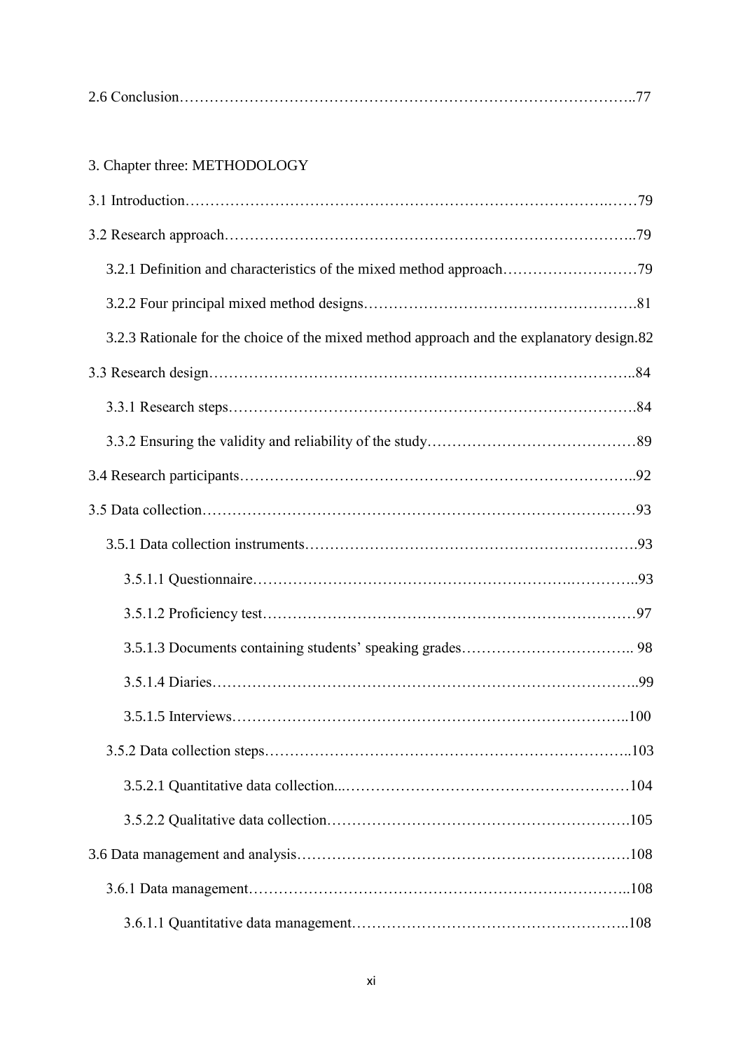2.6 Conclusion……………………………………………………………………………..77

3. Chapter three: METHODOLOGY

3.1 Introduction……………………………………………………………………..……79

3.2 Research approach………………………………………………………………………..79

  3.2.1 Definition and characteristics of the mixed method approach………………………79

  3.2.2 Four principal mixed method designs……………………………………………….81

  3.2.3 Rationale for the choice of the mixed method approach and the explanatory design.82

3.3 Research design…………………………………………………………………………..84

  3.3.1 Research steps………………………………………………………………………….84

  3.3.2 Ensuring the validity and reliability of the study……………………………………89

3.4 Research participants……………………………………………………………………..92

3.5 Data collection…………………………………………………………………………93

  3.5.1 Data collection instruments………………………………………………………….93

    3.5.1.1 Questionnaire………………………………………………….…………..93

    3.5.1.2 Proficiency test…………………………………………………………………97

    3.5.1.3 Documents containing students' speaking grades…………………………….. 98

    3.5.1.4 Diaries……………………………………………………………………….99

    3.5.1.5 Interviews……………………………………………………………………..100

  3.5.2 Data collection steps………………………………………………………………..103

    3.5.2.1 Quantitative data collection...…………………………………………………104

    3.5.2.2 Qualitative data collection……………………………………………………….105

3.6 Data management and analysis………………………………………………………….108

  3.6.1 Data management…………………………………………………………………..108

    3.6.1.1 Quantitative data management………………………………………………..108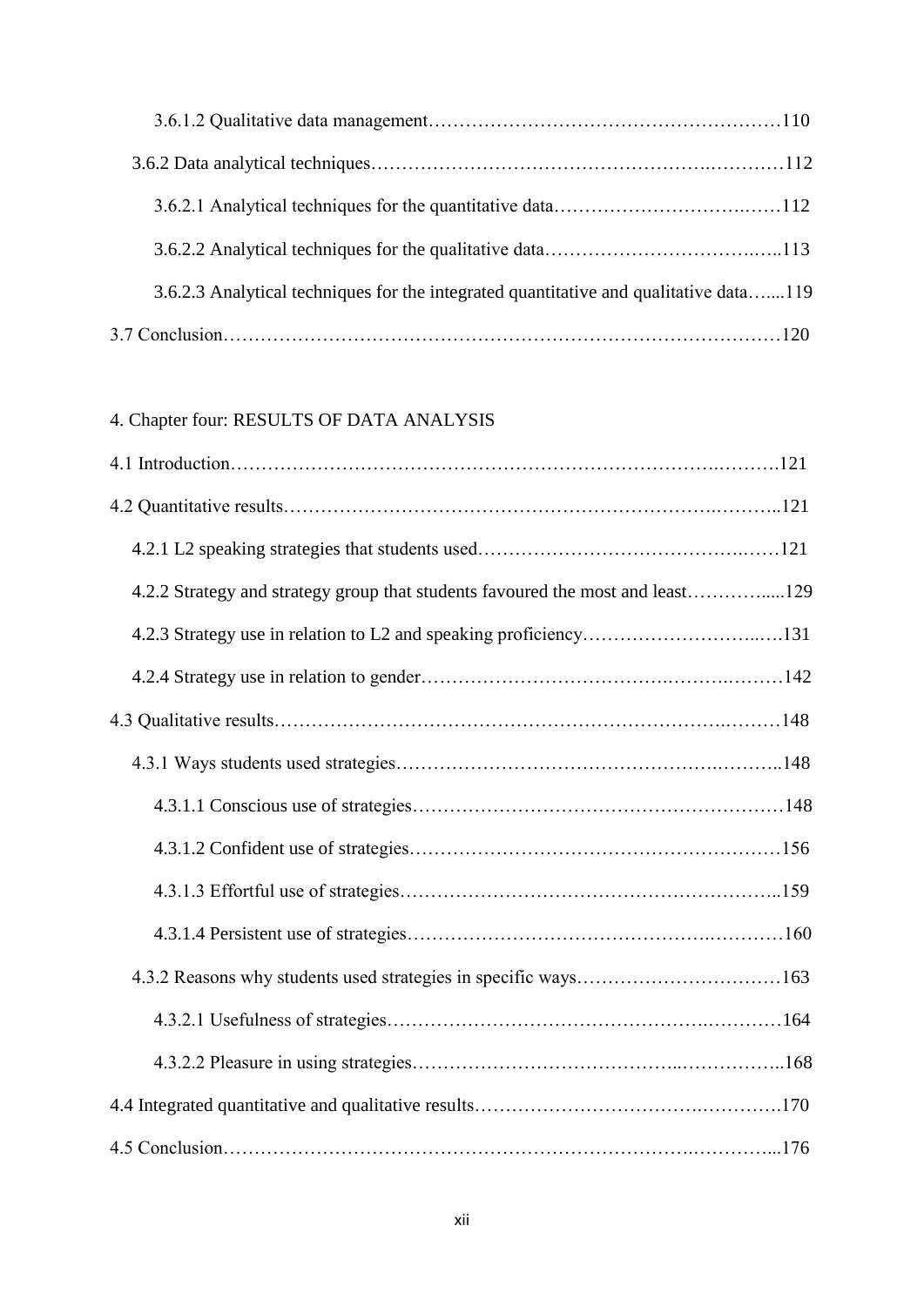3.6.1.2 Qualitative data management……………………………………………………110

3.6.2 Data analytical techniques……………………………………………….…………112

3.6.2.1 Analytical techniques for the quantitative data…………………………….……112

3.6.2.2 Analytical techniques for the qualitative data…………………………….…..113

3.6.2.3 Analytical techniques for the integrated quantitative and qualitative data…....119

3.7 Conclusion………………………………………………………………………………120

4. Chapter four: RESULTS OF DATA ANALYSIS

4.1 Introduction………………………………………………………………….……….121

4.2 Quantitative results……………………………………………………………….………..121

4.2.1 L2 speaking strategies that students used…………………………………….……121

4.2.2 Strategy and strategy group that students favoured the most and least…………....129

4.2.3 Strategy use in relation to L2 and speaking proficiency…………………………..….131

4.2.4 Strategy use in relation to gender………………………………….…………….………142

4.3 Qualitative results……………………………………………………………….………148

4.3.1 Ways students used strategies…………………………………………….………..148

4.3.1.1 Conscious use of strategies……………………………………………………148

4.3.1.2 Confident use of strategies……………………………………………………156

4.3.1.3 Effortful use of strategies……………………………………………………..159

4.3.1.4 Persistent use of strategies……………………………………….…………160

4.3.2 Reasons why students used strategies in specific ways……………………………163

4.3.2.1 Usefulness of strategies……………………………………………….…………164

4.3.2.2 Pleasure in using strategies…………………………………..……………..168

4.4 Integrated quantitative and qualitative results…………………………….………….170

4.5 Conclusion…………………………………………………………….…………...176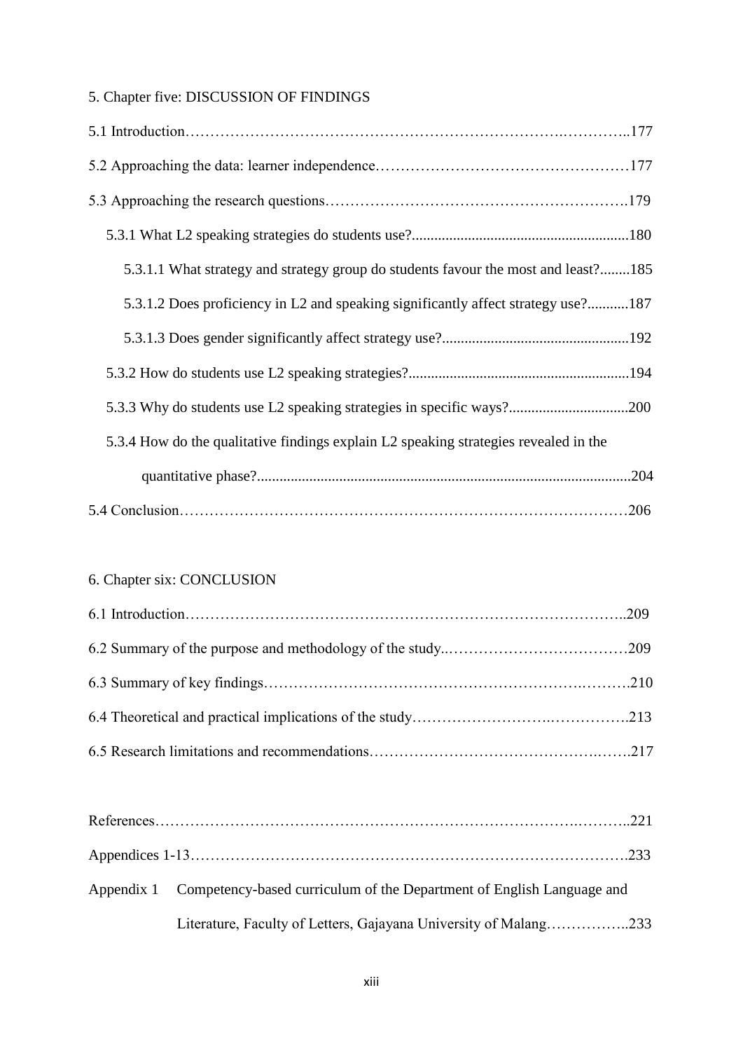5. Chapter five: DISCUSSION OF FINDINGS

5.1 Introduction……………………………………………………………………….…………..177

5.2 Approaching the data: learner independence……………………………………………177

5.3 Approaching the research questions………………………………………………….179

  5.3.1 What L2 speaking strategies do students use?.........................................................180

    5.3.1.1 What strategy and strategy group do students favour the most and least?........185

    5.3.1.2 Does proficiency in L2 and speaking significantly affect strategy use?...........187

    5.3.1.3 Does gender significantly affect strategy use?.................................................192

  5.3.2 How do students use L2 speaking strategies?..........................................................194

  5.3.3 Why do students use L2 speaking strategies in specific ways?...............................200

  5.3.4 How do the qualitative findings explain L2 speaking strategies revealed in the quantitative phase?...................................................................................................204

5.4 Conclusion……………………………………………………………………………206

6. Chapter six: CONCLUSION

6.1 Introduction…………………………………………………………………………..209

6.2 Summary of the purpose and methodology of the study..………………………………209

6.3 Summary of key findings……………………………………………………….……….210

6.4 Theoretical and practical implications of the study……………………….…………….213

6.5 Research limitations and recommendations…………………………………….…….217

References………………………………………………………………………..………..221

Appendices 1-13…………………………………………………………………………….233

Appendix 1 Competency-based curriculum of the Department of English Language and Literature, Faculty of Letters, Gajayana University of Malang……………..233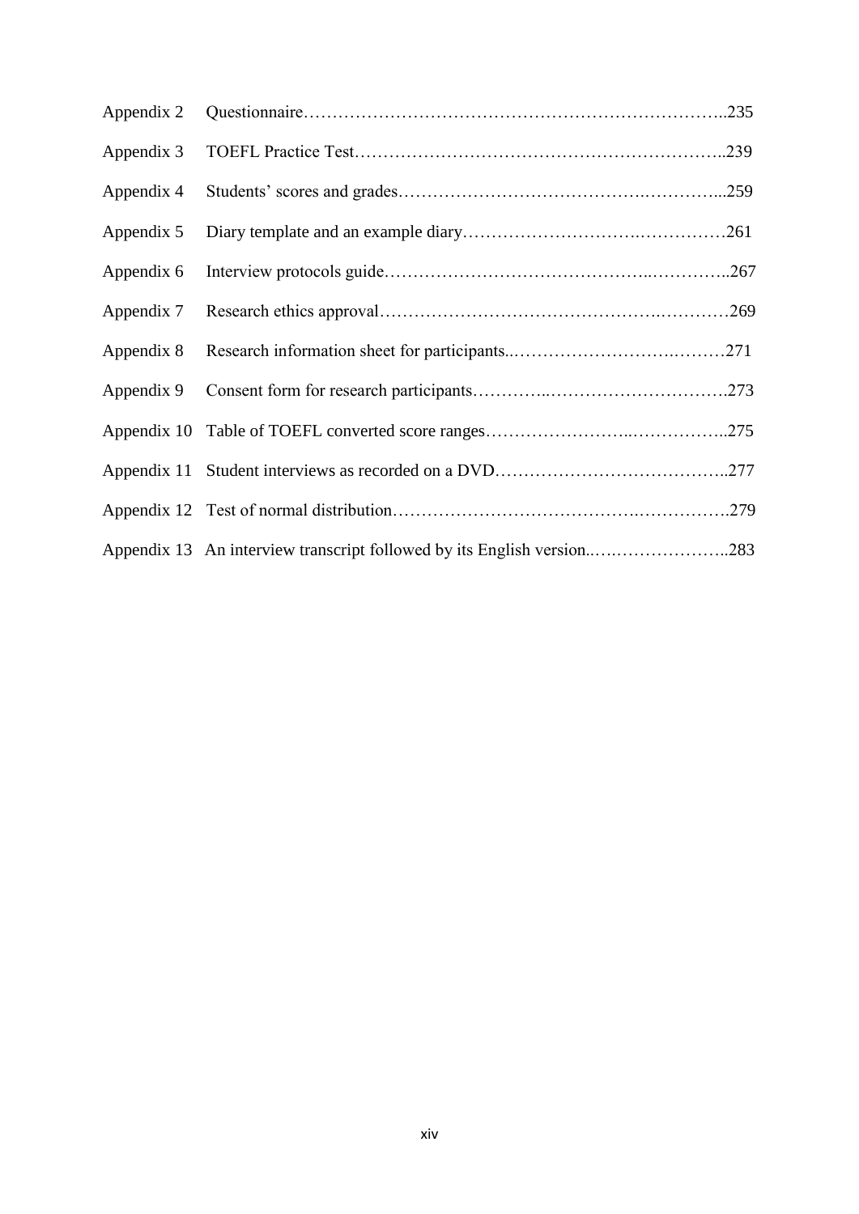Appendix 2 Questionnaire……………………………………………………………………..235

Appendix 3 TOEFL Practice Test………………………………………………………..239

Appendix 4 Students' scores and grades………………………………….…………...259

Appendix 5 Diary template and an example diary……………………….……………261

Appendix 6 Interview protocols guide……………………………………..…………..267

Appendix 7 Research ethics approval……………………………………….…………269

Appendix 8 Research information sheet for participants..……………………….………271

Appendix 9 Consent form for research participants………..………………………….273

Appendix 10 Table of TOEFL converted score ranges……………………..……………..275

Appendix 11 Student interviews as recorded on a DVD…………………………………..277

Appendix 12 Test of normal distribution………………………………….…………….279

Appendix 13 An interview transcript followed by its English version..….………………..283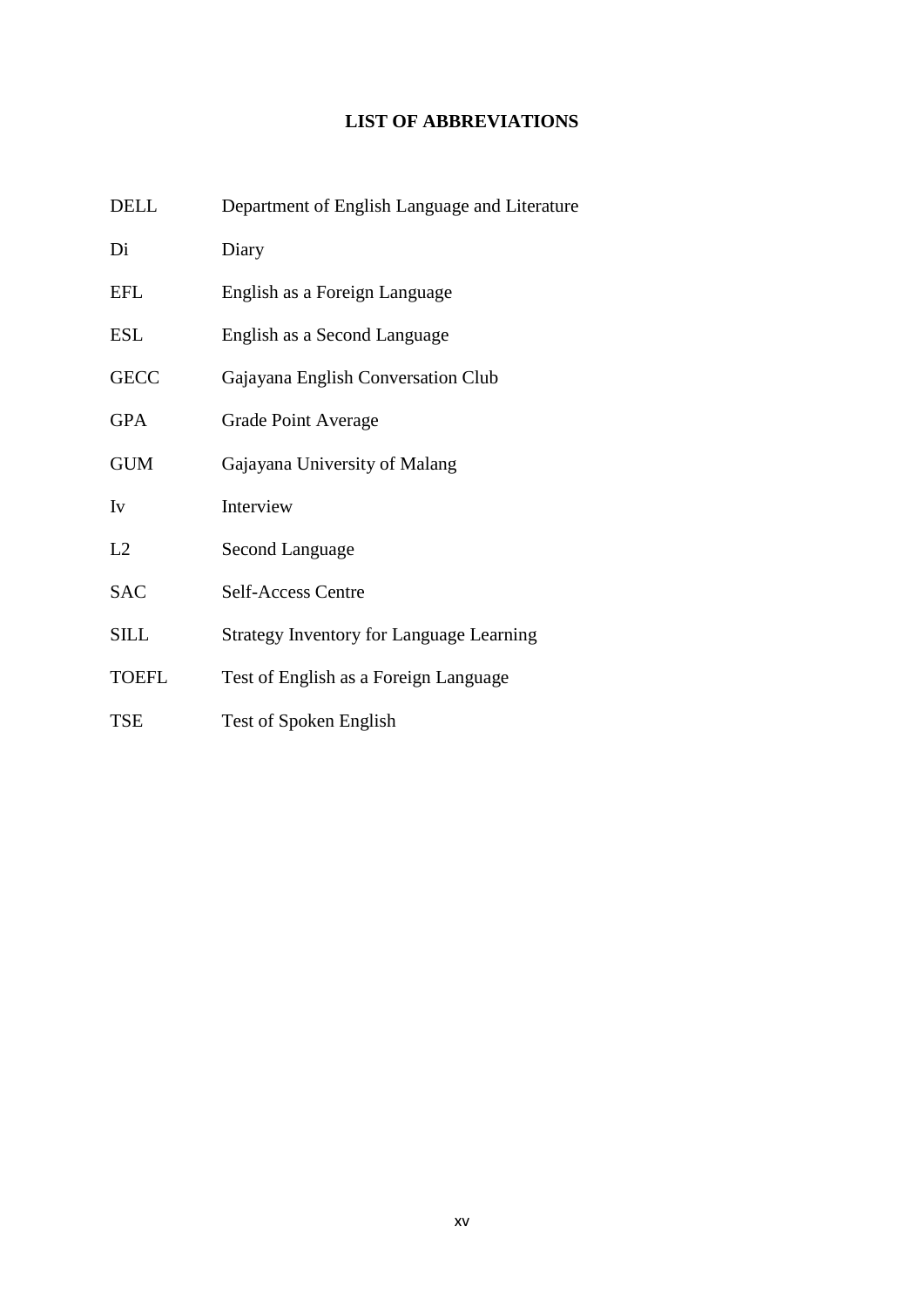# LIST OF ABBREVIATIONS

| | |
|---|---|
| DELL | Department of English Language and Literature |
| Di | Diary |
| EFL | English as a Foreign Language |
| ESL | English as a Second Language |
| GECC | Gajayana English Conversation Club |
| GPA | Grade Point Average |
| GUM | Gajayana University of Malang |
| Iv | Interview |
| L2 | Second Language |
| SAC | Self-Access Centre |
| SILL | Strategy Inventory for Language Learning |
| TOEFL | Test of English as a Foreign Language |
| TSE | Test of Spoken English |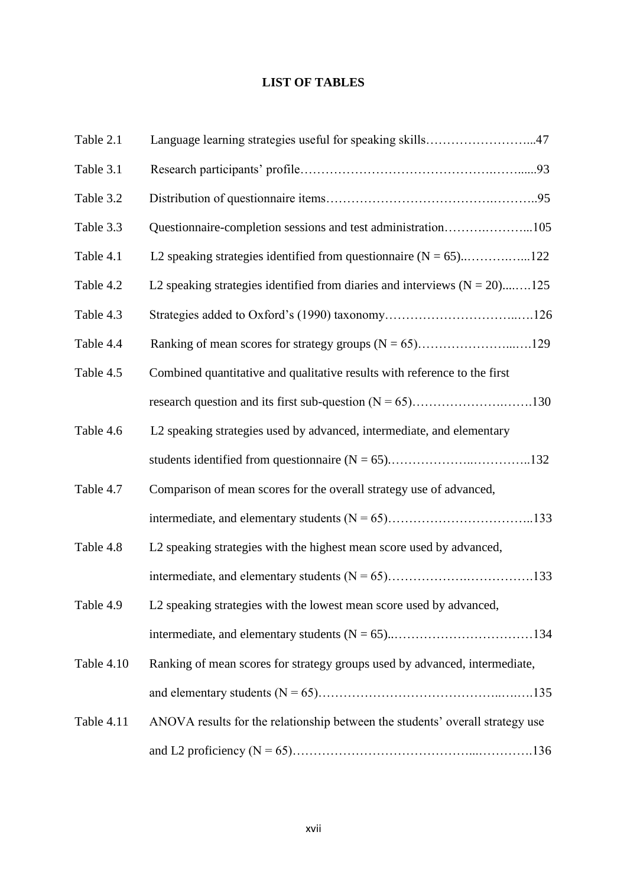# LIST OF TABLES

| | | |
|---|---|---|
| Table 2.1 | Language learning strategies useful for speaking skills | 47 |
| Table 3.1 | Research participants' profile | 93 |
| Table 3.2 | Distribution of questionnaire items | 95 |
| Table 3.3 | Questionnaire-completion sessions and test administration | 105 |
| Table 4.1 | L2 speaking strategies identified from questionnaire (N = 65) | 122 |
| Table 4.2 | L2 speaking strategies identified from diaries and interviews (N = 20) | 125 |
| Table 4.3 | Strategies added to Oxford's (1990) taxonomy | 126 |
| Table 4.4 | Ranking of mean scores for strategy groups (N = 65) | 129 |
| Table 4.5 | Combined quantitative and qualitative results with reference to the first research question and its first sub-question (N = 65) | 130 |
| Table 4.6 | L2 speaking strategies used by advanced, intermediate, and elementary students identified from questionnaire (N = 65) | 132 |
| Table 4.7 | Comparison of mean scores for the overall strategy use of advanced, intermediate, and elementary students (N = 65) | 133 |
| Table 4.8 | L2 speaking strategies with the highest mean score used by advanced, intermediate, and elementary students (N = 65) | 133 |
| Table 4.9 | L2 speaking strategies with the lowest mean score used by advanced, intermediate, and elementary students (N = 65) | 134 |
| Table 4.10 | Ranking of mean scores for strategy groups used by advanced, intermediate, and elementary students (N = 65) | 135 |
| Table 4.11 | ANOVA results for the relationship between the students' overall strategy use and L2 proficiency (N = 65) | 136 |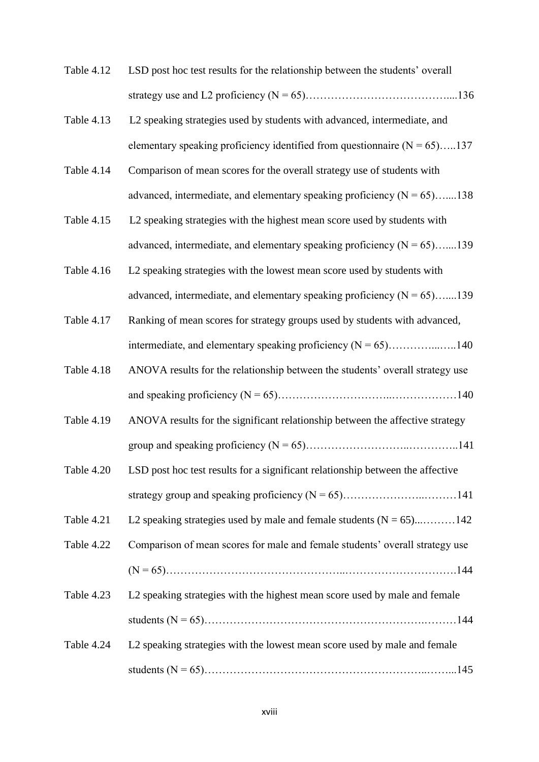| | |
|---|---|
| Table 4.12 | LSD post hoc test results for the relationship between the students' overall strategy use and L2 proficiency (N = 65)……………………………………....136 |
| Table 4.13 | L2 speaking strategies used by students with advanced, intermediate, and elementary speaking proficiency identified from questionnaire (N = 65)…..137 |
| Table 4.14 | Comparison of mean scores for the overall strategy use of students with advanced, intermediate, and elementary speaking proficiency (N = 65)…....138 |
| Table 4.15 | L2 speaking strategies with the highest mean score used by students with advanced, intermediate, and elementary speaking proficiency (N = 65)…....139 |
| Table 4.16 | L2 speaking strategies with the lowest mean score used by students with advanced, intermediate, and elementary speaking proficiency (N = 65)…....139 |
| Table 4.17 | Ranking of mean scores for strategy groups used by students with advanced, intermediate, and elementary speaking proficiency (N = 65)…………....…..140 |
| Table 4.18 | ANOVA results for the relationship between the students' overall strategy use and speaking proficiency (N = 65)…………………………..………………140 |
| Table 4.19 | ANOVA results for the significant relationship between the affective strategy group and speaking proficiency (N = 65)……………………..…………..141 |
| Table 4.20 | LSD post hoc test results for a significant relationship between the affective strategy group and speaking proficiency (N = 65)…………………..………141 |
| Table 4.21 | L2 speaking strategies used by male and female students (N = 65)...………142 |
| Table 4.22 | Comparison of mean scores for male and female students' overall strategy use (N = 65)………………………………………...………………………….144 |
| Table 4.23 | L2 speaking strategies with the highest mean score used by male and female students (N = 65)…………………………………………………….………144 |
| Table 4.24 | L2 speaking strategies with the lowest mean score used by male and female students (N = 65)……………………………………………………..……...145 |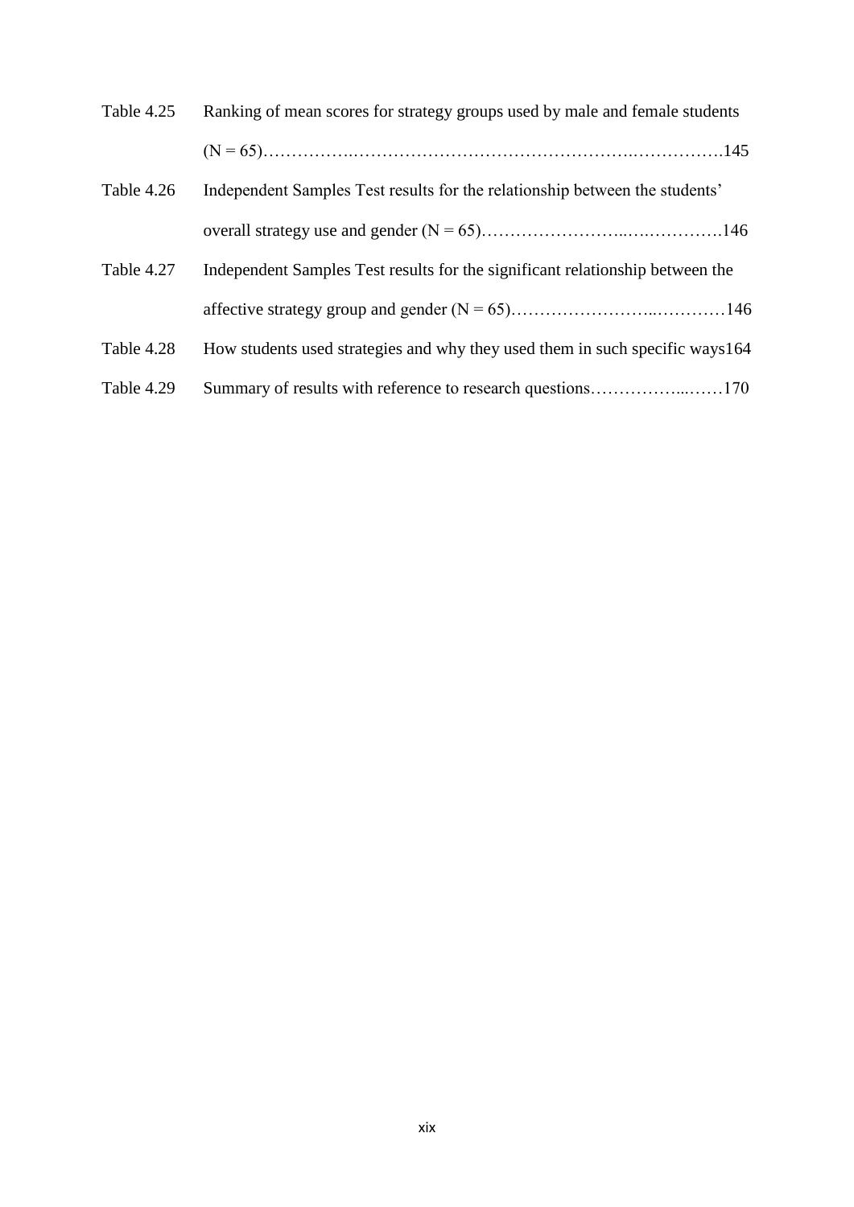Table 4.25 Ranking of mean scores for strategy groups used by male and female students (N = 65)……………..……………………………………………..…………….145

Table 4.26 Independent Samples Test results for the relationship between the students' overall strategy use and gender (N = 65)……………………..….………….146

Table 4.27 Independent Samples Test results for the significant relationship between the affective strategy group and gender (N = 65)……………………..…………146

Table 4.28 How students used strategies and why they used them in such specific ways164

Table 4.29 Summary of results with reference to research questions……………...……170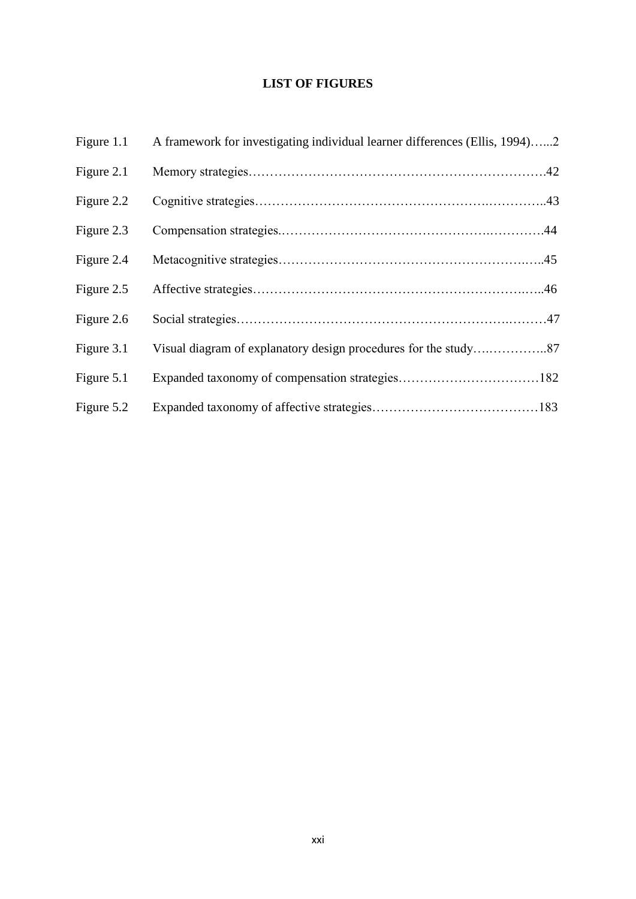# LIST OF FIGURES

| | | |
|---|---|---|
| Figure 1.1 | A framework for investigating individual learner differences (Ellis, 1994) | 2 |
| Figure 2.1 | Memory strategies | 42 |
| Figure 2.2 | Cognitive strategies | 43 |
| Figure 2.3 | Compensation strategies | 44 |
| Figure 2.4 | Metacognitive strategies | 45 |
| Figure 2.5 | Affective strategies | 46 |
| Figure 2.6 | Social strategies | 47 |
| Figure 3.1 | Visual diagram of explanatory design procedures for the study | 87 |
| Figure 5.1 | Expanded taxonomy of compensation strategies | 182 |
| Figure 5.2 | Expanded taxonomy of affective strategies | 183 |